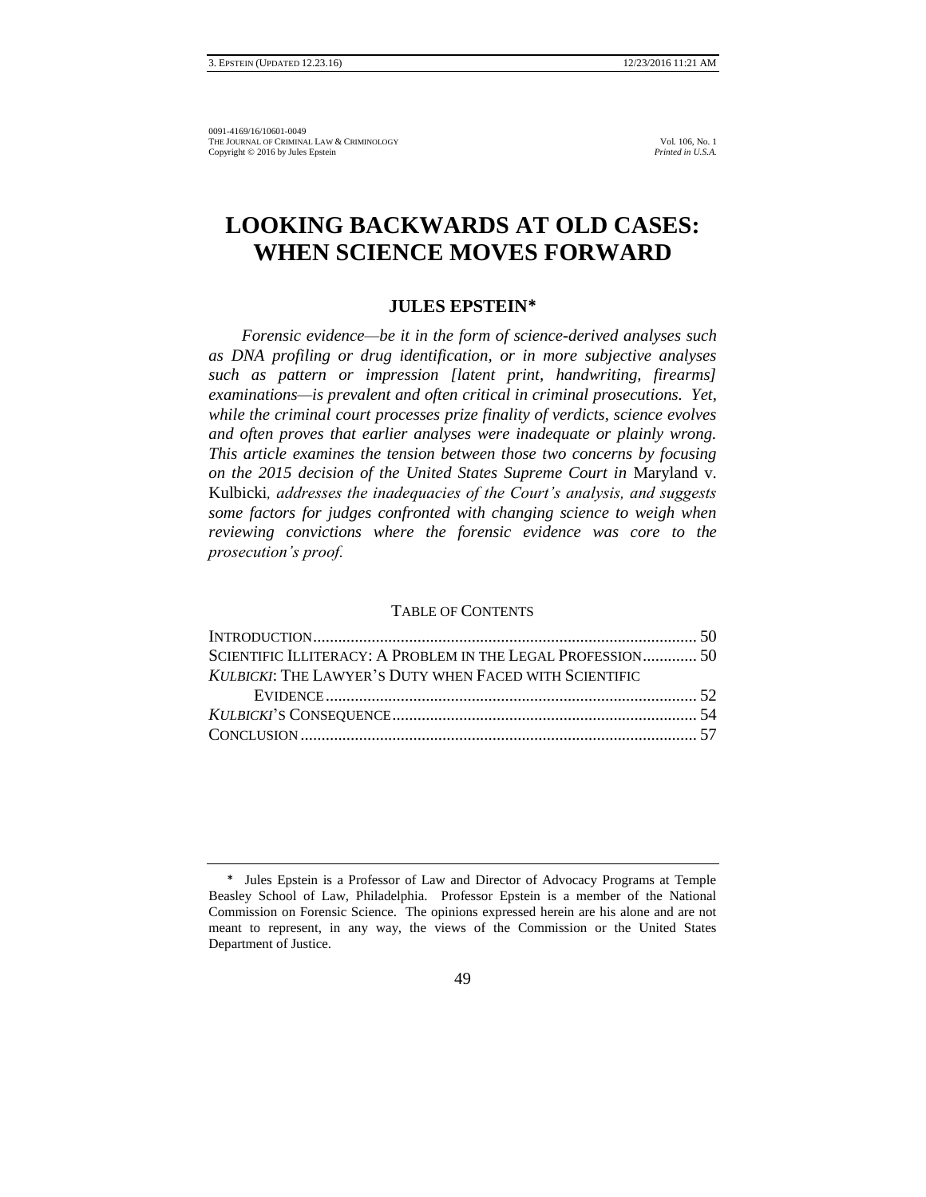0091-4169/16/10601-0049
THE JOURNAL OF CRIMINAL LAW & CRIMINOLOGY Vol. 106, No. 1
Copyright © 2016 by Jules Epstein *Printed in U.S.A.*

# LOOKING BACKWARDS AT OLD CASES: WHEN SCIENCE MOVES FORWARD

## JULES EPSTEIN*

*Forensic evidence—be it in the form of science-derived analyses such as DNA profiling or drug identification, or in more subjective analyses such as pattern or impression [latent print, handwriting, firearms] examinations—is prevalent and often critical in criminal prosecutions. Yet, while the criminal court processes prize finality of verdicts, science evolves and often proves that earlier analyses were inadequate or plainly wrong. This article examines the tension between those two concerns by focusing on the 2015 decision of the United States Supreme Court in* Maryland v. Kulbicki*, addresses the inadequacies of the Court's analysis, and suggests some factors for judges confronted with changing science to weigh when reviewing convictions where the forensic evidence was core to the prosecution's proof.*

TABLE OF CONTENTS

INTRODUCTION .......... 50
SCIENTIFIC ILLITERACY: A PROBLEM IN THE LEGAL PROFESSION .......... 50
*KULBICKI*: THE LAWYER'S DUTY WHEN FACED WITH SCIENTIFIC EVIDENCE .......... 52
*KULBICKI*'S CONSEQUENCE .......... 54
CONCLUSION .......... 57

---

\* Jules Epstein is a Professor of Law and Director of Advocacy Programs at Temple Beasley School of Law, Philadelphia. Professor Epstein is a member of the National Commission on Forensic Science. The opinions expressed herein are his alone and are not meant to represent, in any way, the views of the Commission or the United States Department of Justice.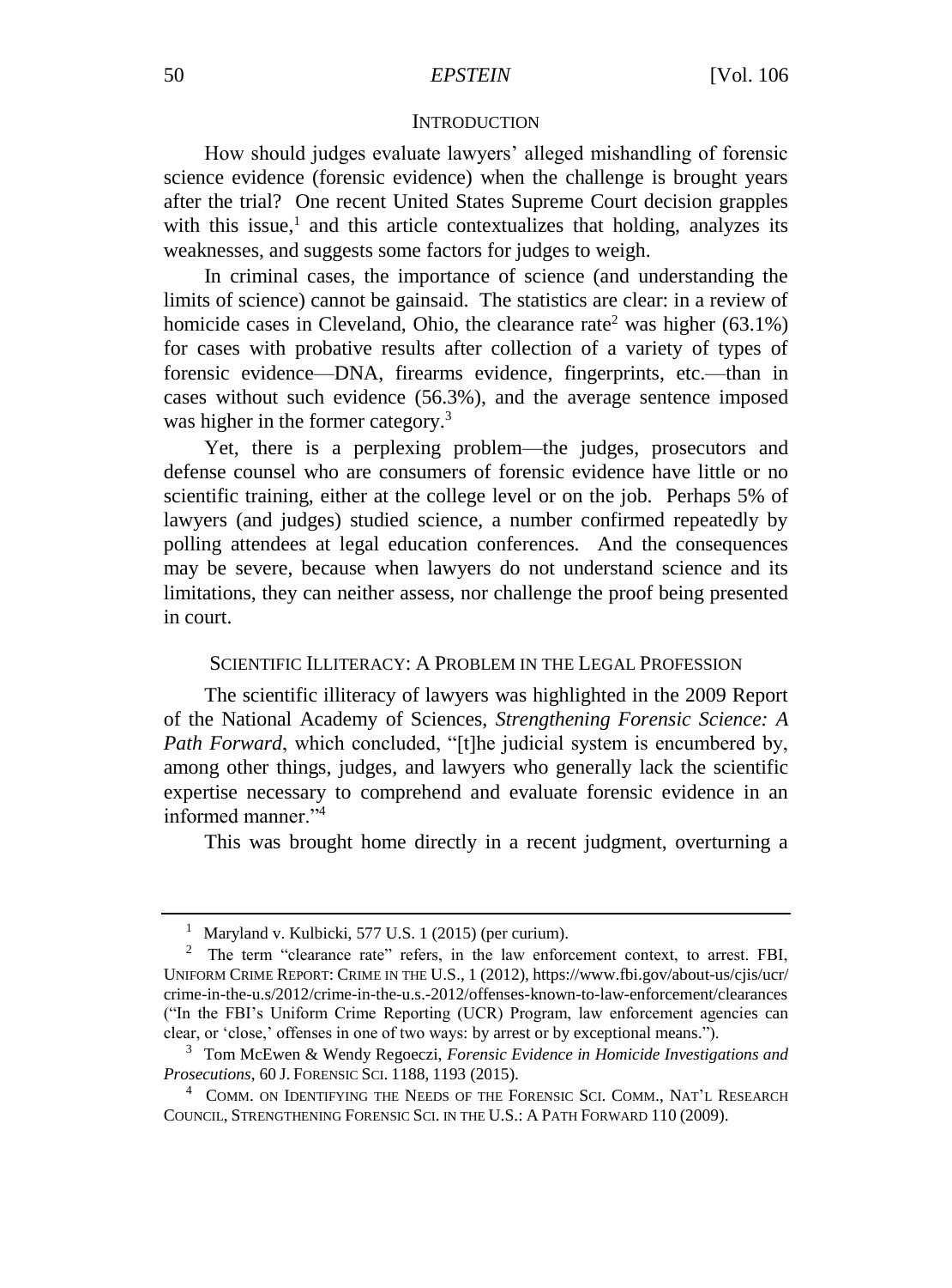## INTRODUCTION

How should judges evaluate lawyers' alleged mishandling of forensic science evidence (forensic evidence) when the challenge is brought years after the trial? One recent United States Supreme Court decision grapples with this issue,[1] and this article contextualizes that holding, analyzes its weaknesses, and suggests some factors for judges to weigh.

In criminal cases, the importance of science (and understanding the limits of science) cannot be gainsaid. The statistics are clear: in a review of homicide cases in Cleveland, Ohio, the clearance rate[2] was higher (63.1%) for cases with probative results after collection of a variety of types of forensic evidence—DNA, firearms evidence, fingerprints, etc.—than in cases without such evidence (56.3%), and the average sentence imposed was higher in the former category.[3]

Yet, there is a perplexing problem—the judges, prosecutors and defense counsel who are consumers of forensic evidence have little or no scientific training, either at the college level or on the job. Perhaps 5% of lawyers (and judges) studied science, a number confirmed repeatedly by polling attendees at legal education conferences. And the consequences may be severe, because when lawyers do not understand science and its limitations, they can neither assess, nor challenge the proof being presented in court.

## SCIENTIFIC ILLITERACY: A PROBLEM IN THE LEGAL PROFESSION

The scientific illiteracy of lawyers was highlighted in the 2009 Report of the National Academy of Sciences, *Strengthening Forensic Science: A Path Forward*, which concluded, "[t]he judicial system is encumbered by, among other things, judges, and lawyers who generally lack the scientific expertise necessary to comprehend and evaluate forensic evidence in an informed manner."[4]

This was brought home directly in a recent judgment, overturning a

---

[1] Maryland v. Kulbicki, 577 U.S. 1 (2015) (per curium).

[2] The term "clearance rate" refers, in the law enforcement context, to arrest. FBI, UNIFORM CRIME REPORT: CRIME IN THE U.S., 1 (2012), https://www.fbi.gov/about-us/cjis/ucr/crime-in-the-u.s/2012/crime-in-the-u.s.-2012/offenses-known-to-law-enforcement/clearances ("In the FBI's Uniform Crime Reporting (UCR) Program, law enforcement agencies can clear, or 'close,' offenses in one of two ways: by arrest or by exceptional means.").

[3] Tom McEwen & Wendy Regoeczi, *Forensic Evidence in Homicide Investigations and Prosecutions*, 60 J. FORENSIC SCI. 1188, 1193 (2015).

[4] COMM. ON IDENTIFYING THE NEEDS OF THE FORENSIC SCI. COMM., NAT'L RESEARCH COUNCIL, STRENGTHENING FORENSIC SCI. IN THE U.S.: A PATH FORWARD 110 (2009).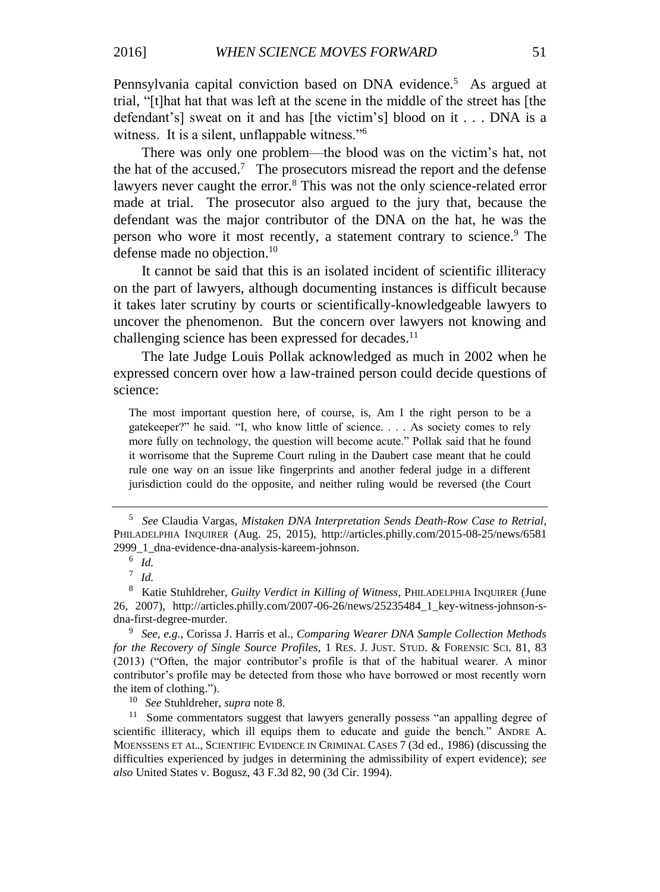Pennsylvania capital conviction based on DNA evidence.[5] As argued at trial, "[t]hat hat that was left at the scene in the middle of the street has [the defendant's] sweat on it and has [the victim's] blood on it . . . DNA is a witness. It is a silent, unflappable witness."[6]

There was only one problem—the blood was on the victim's hat, not the hat of the accused.[7] The prosecutors misread the report and the defense lawyers never caught the error.[8] This was not the only science-related error made at trial. The prosecutor also argued to the jury that, because the defendant was the major contributor of the DNA on the hat, he was the person who wore it most recently, a statement contrary to science.[9] The defense made no objection.[10]

It cannot be said that this is an isolated incident of scientific illiteracy on the part of lawyers, although documenting instances is difficult because it takes later scrutiny by courts or scientifically-knowledgeable lawyers to uncover the phenomenon. But the concern over lawyers not knowing and challenging science has been expressed for decades.[11]

The late Judge Louis Pollak acknowledged as much in 2002 when he expressed concern over how a law-trained person could decide questions of science:

> The most important question here, of course, is, Am I the right person to be a gatekeeper?" he said. "I, who know little of science. . . . As society comes to rely more fully on technology, the question will become acute." Pollak said that he found it worrisome that the Supreme Court ruling in the Daubert case meant that he could rule one way on an issue like fingerprints and another federal judge in a different jurisdiction could do the opposite, and neither ruling would be reversed (the Court

---

[5] *See* Claudia Vargas, *Mistaken DNA Interpretation Sends Death-Row Case to Retrial*, PHILADELPHIA INQUIRER (Aug. 25, 2015), http://articles.philly.com/2015-08-25/news/65812999_1_dna-evidence-dna-analysis-kareem-johnson.

[6] *Id.*

[7] *Id.*

[8] Katie Stuhldreher, *Guilty Verdict in Killing of Witness*, PHILADELPHIA INQUIRER (June 26, 2007), http://articles.philly.com/2007-06-26/news/25235484_1_key-witness-johnson-s-dna-first-degree-murder.

[9] *See, e.g.*, Corissa J. Harris et al., *Comparing Wearer DNA Sample Collection Methods for the Recovery of Single Source Profiles*, 1 RES. J. JUST. STUD. & FORENSIC SCI. 81, 83 (2013) ("Often, the major contributor's profile is that of the habitual wearer. A minor contributor's profile may be detected from those who have borrowed or most recently worn the item of clothing.").

[10] *See* Stuhldreher, *supra* note 8.

[11] Some commentators suggest that lawyers generally possess "an appalling degree of scientific illiteracy, which ill equips them to educate and guide the bench." ANDRE A. MOENSSENS ET AL., SCIENTIFIC EVIDENCE IN CRIMINAL CASES 7 (3d ed., 1986) (discussing the difficulties experienced by judges in determining the admissibility of expert evidence); *see also* United States v. Bogusz, 43 F.3d 82, 90 (3d Cir. 1994).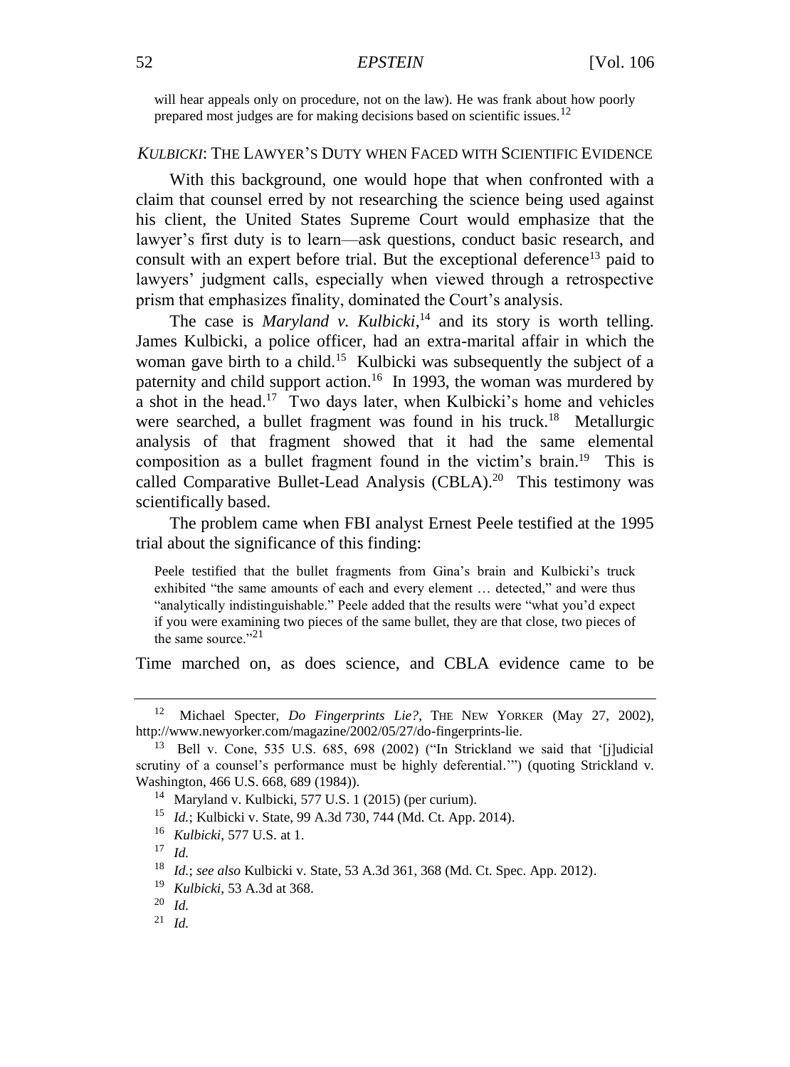will hear appeals only on procedure, not on the law). He was frank about how poorly prepared most judges are for making decisions based on scientific issues.[12]

## *KULBICKI*: THE LAWYER'S DUTY WHEN FACED WITH SCIENTIFIC EVIDENCE

With this background, one would hope that when confronted with a claim that counsel erred by not researching the science being used against his client, the United States Supreme Court would emphasize that the lawyer's first duty is to learn—ask questions, conduct basic research, and consult with an expert before trial. But the exceptional deference[13] paid to lawyers' judgment calls, especially when viewed through a retrospective prism that emphasizes finality, dominated the Court's analysis.

The case is *Maryland v. Kulbicki*,[14] and its story is worth telling. James Kulbicki, a police officer, had an extra-marital affair in which the woman gave birth to a child.[15] Kulbicki was subsequently the subject of a paternity and child support action.[16] In 1993, the woman was murdered by a shot in the head.[17] Two days later, when Kulbicki's home and vehicles were searched, a bullet fragment was found in his truck.[18] Metallurgic analysis of that fragment showed that it had the same elemental composition as a bullet fragment found in the victim's brain.[19] This is called Comparative Bullet-Lead Analysis (CBLA).[20] This testimony was scientifically based.

The problem came when FBI analyst Ernest Peele testified at the 1995 trial about the significance of this finding:

> Peele testified that the bullet fragments from Gina's brain and Kulbicki's truck exhibited "the same amounts of each and every element … detected," and were thus "analytically indistinguishable." Peele added that the results were "what you'd expect if you were examining two pieces of the same bullet, they are that close, two pieces of the same source."[21]

Time marched on, as does science, and CBLA evidence came to be

---

[12] Michael Specter, *Do Fingerprints Lie?*, THE NEW YORKER (May 27, 2002), http://www.newyorker.com/magazine/2002/05/27/do-fingerprints-lie.

[13] Bell v. Cone, 535 U.S. 685, 698 (2002) ("In Strickland we said that '[j]udicial scrutiny of a counsel's performance must be highly deferential.'") (quoting Strickland v. Washington, 466 U.S. 668, 689 (1984)).

[14] Maryland v. Kulbicki, 577 U.S. 1 (2015) (per curium).

[15] *Id.*; Kulbicki v. State, 99 A.3d 730, 744 (Md. Ct. App. 2014).

[16] *Kulbicki*, 577 U.S. at 1.

[17] *Id.*

[18] *Id.*; *see also* Kulbicki v. State, 53 A.3d 361, 368 (Md. Ct. Spec. App. 2012).

[19] *Kulbicki*, 53 A.3d at 368.

[20] *Id.*

[21] *Id.*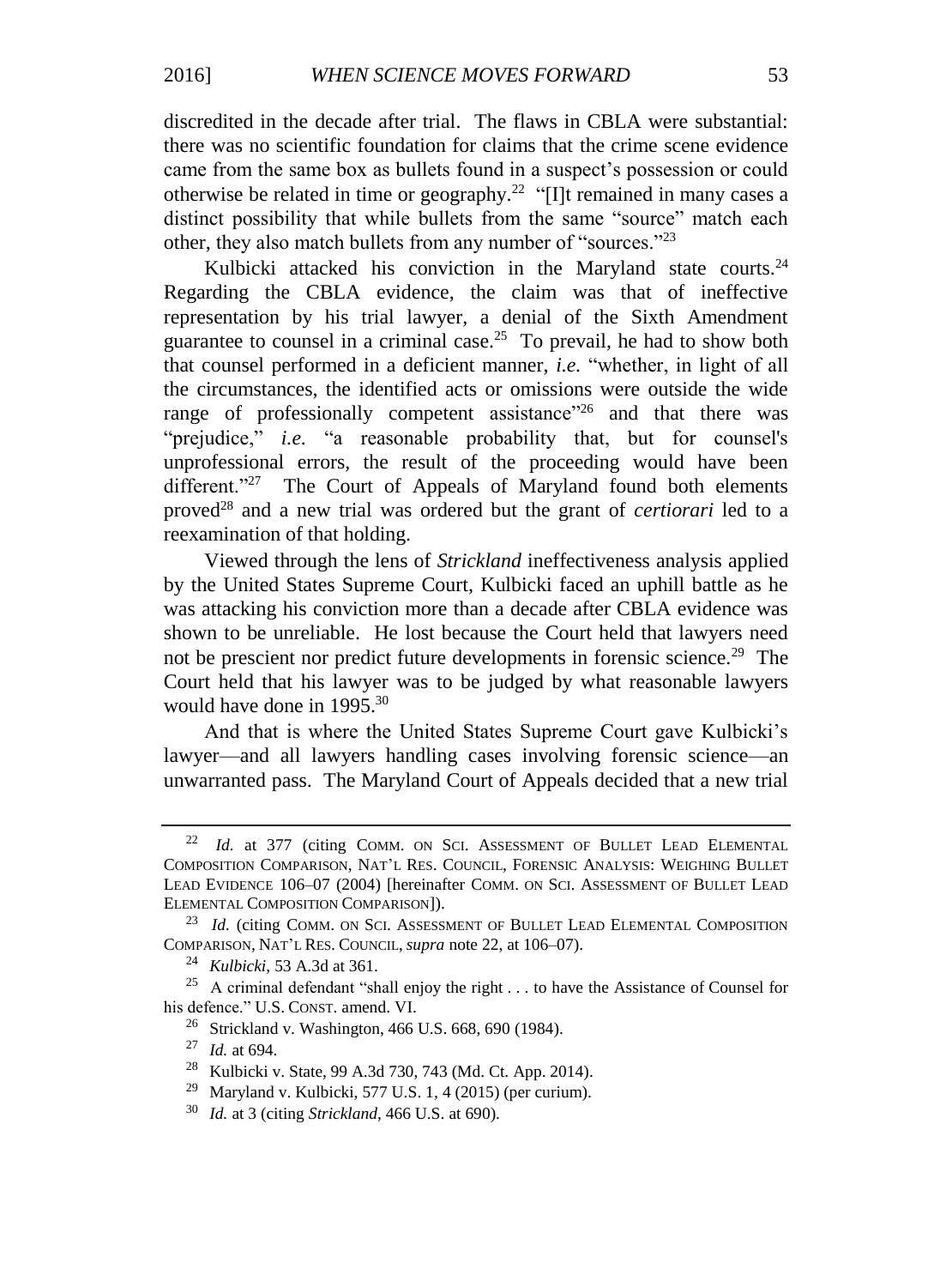discredited in the decade after trial. The flaws in CBLA were substantial: there was no scientific foundation for claims that the crime scene evidence came from the same box as bullets found in a suspect's possession or could otherwise be related in time or geography.[22] "[I]t remained in many cases a distinct possibility that while bullets from the same "source" match each other, they also match bullets from any number of "sources."[23]

Kulbicki attacked his conviction in the Maryland state courts.[24] Regarding the CBLA evidence, the claim was that of ineffective representation by his trial lawyer, a denial of the Sixth Amendment guarantee to counsel in a criminal case.[25] To prevail, he had to show both that counsel performed in a deficient manner, *i.e.* "whether, in light of all the circumstances, the identified acts or omissions were outside the wide range of professionally competent assistance"[26] and that there was "prejudice," *i.e.* "a reasonable probability that, but for counsel's unprofessional errors, the result of the proceeding would have been different."[27] The Court of Appeals of Maryland found both elements proved[28] and a new trial was ordered but the grant of *certiorari* led to a reexamination of that holding.

Viewed through the lens of *Strickland* ineffectiveness analysis applied by the United States Supreme Court, Kulbicki faced an uphill battle as he was attacking his conviction more than a decade after CBLA evidence was shown to be unreliable. He lost because the Court held that lawyers need not be prescient nor predict future developments in forensic science.[29] The Court held that his lawyer was to be judged by what reasonable lawyers would have done in 1995.[30]

And that is where the United States Supreme Court gave Kulbicki's lawyer—and all lawyers handling cases involving forensic science—an unwarranted pass. The Maryland Court of Appeals decided that a new trial

---

[22] *Id.* at 377 (citing COMM. ON SCI. ASSESSMENT OF BULLET LEAD ELEMENTAL COMPOSITION COMPARISON, NAT'L RES. COUNCIL, FORENSIC ANALYSIS: WEIGHING BULLET LEAD EVIDENCE 106–07 (2004) [hereinafter COMM. ON SCI. ASSESSMENT OF BULLET LEAD ELEMENTAL COMPOSITION COMPARISON]).

[23] *Id.* (citing COMM. ON SCI. ASSESSMENT OF BULLET LEAD ELEMENTAL COMPOSITION COMPARISON, NAT'L RES. COUNCIL, *supra* note 22, at 106–07).

[24] *Kulbicki*, 53 A.3d at 361.

[25] A criminal defendant "shall enjoy the right . . . to have the Assistance of Counsel for his defence." U.S. CONST. amend. VI.

[26] Strickland v. Washington, 466 U.S. 668, 690 (1984).

[27] *Id.* at 694.

[28] Kulbicki v. State, 99 A.3d 730, 743 (Md. Ct. App. 2014).

[29] Maryland v. Kulbicki, 577 U.S. 1, 4 (2015) (per curium).

[30] *Id.* at 3 (citing *Strickland*, 466 U.S. at 690).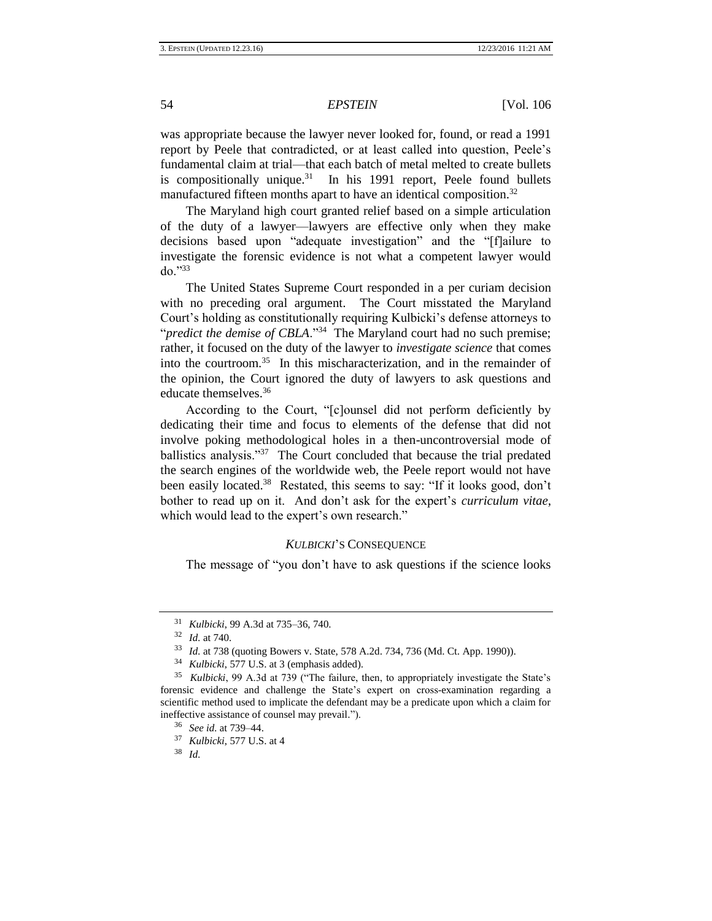was appropriate because the lawyer never looked for, found, or read a 1991 report by Peele that contradicted, or at least called into question, Peele's fundamental claim at trial—that each batch of metal melted to create bullets is compositionally unique.[31] In his 1991 report, Peele found bullets manufactured fifteen months apart to have an identical composition.[32]

The Maryland high court granted relief based on a simple articulation of the duty of a lawyer—lawyers are effective only when they make decisions based upon "adequate investigation" and the "[f]ailure to investigate the forensic evidence is not what a competent lawyer would do."[33]

The United States Supreme Court responded in a per curiam decision with no preceding oral argument. The Court misstated the Maryland Court's holding as constitutionally requiring Kulbicki's defense attorneys to "*predict the demise of CBLA*."[34] The Maryland court had no such premise; rather, it focused on the duty of the lawyer to *investigate science* that comes into the courtroom.[35] In this mischaracterization, and in the remainder of the opinion, the Court ignored the duty of lawyers to ask questions and educate themselves.[36]

According to the Court, "[c]ounsel did not perform deficiently by dedicating their time and focus to elements of the defense that did not involve poking methodological holes in a then-uncontroversial mode of ballistics analysis."[37] The Court concluded that because the trial predated the search engines of the worldwide web, the Peele report would not have been easily located.[38] Restated, this seems to say: "If it looks good, don't bother to read up on it. And don't ask for the expert's *curriculum vitae*, which would lead to the expert's own research."

## *KULBICKI*'S CONSEQUENCE

The message of "you don't have to ask questions if the science looks

---

[31] *Kulbicki*, 99 A.3d at 735–36, 740.

[32] *Id.* at 740.

[33] *Id.* at 738 (quoting Bowers v. State, 578 A.2d. 734, 736 (Md. Ct. App. 1990)).

[34] *Kulbicki*, 577 U.S. at 3 (emphasis added).

[35] *Kulbicki*, 99 A.3d at 739 ("The failure, then, to appropriately investigate the State's forensic evidence and challenge the State's expert on cross-examination regarding a scientific method used to implicate the defendant may be a predicate upon which a claim for ineffective assistance of counsel may prevail.").

[36] *See id.* at 739–44.

[37] *Kulbicki*, 577 U.S. at 4

[38] *Id*.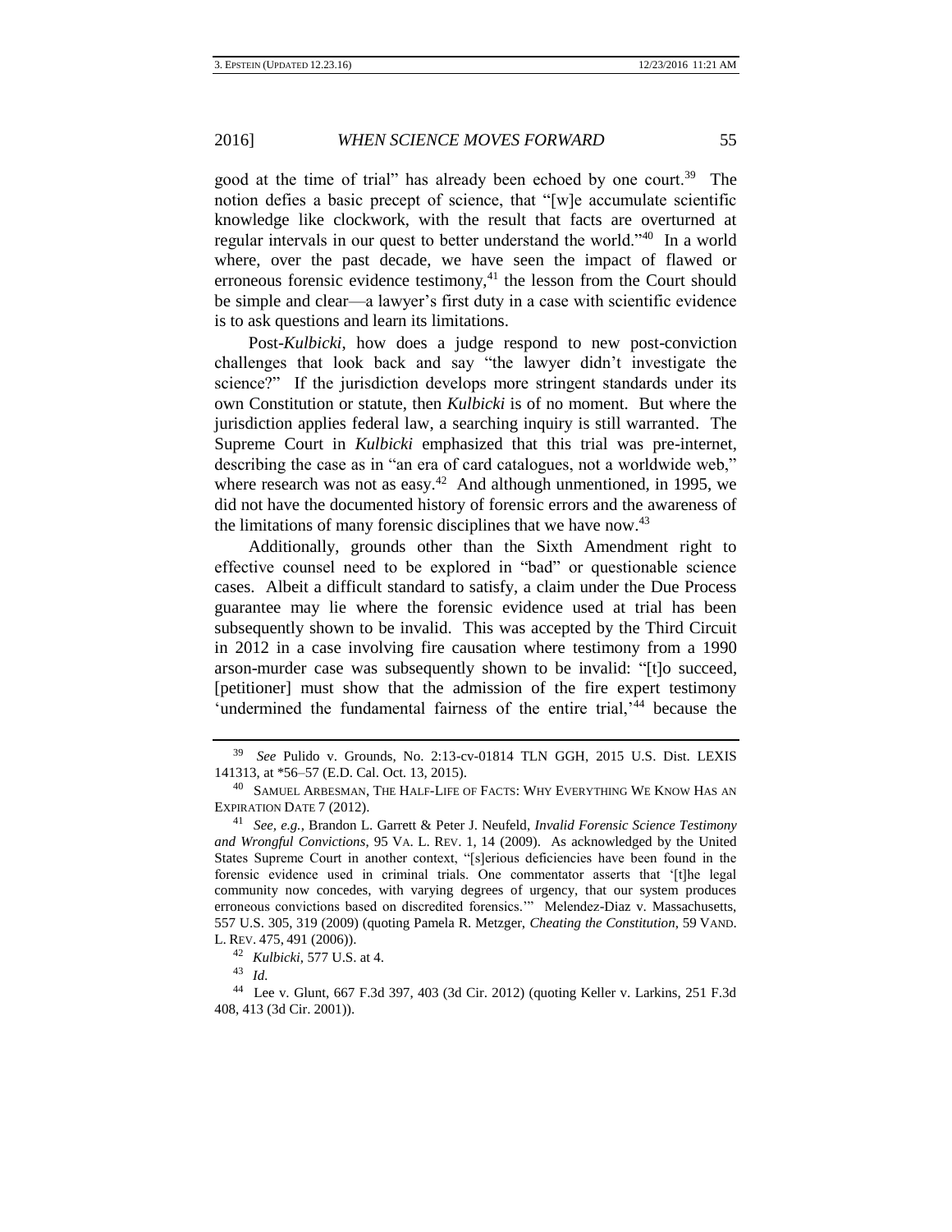good at the time of trial" has already been echoed by one court.[39] The notion defies a basic precept of science, that "[w]e accumulate scientific knowledge like clockwork, with the result that facts are overturned at regular intervals in our quest to better understand the world."[40] In a world where, over the past decade, we have seen the impact of flawed or erroneous forensic evidence testimony,[41] the lesson from the Court should be simple and clear—a lawyer's first duty in a case with scientific evidence is to ask questions and learn its limitations.

Post-*Kulbicki*, how does a judge respond to new post-conviction challenges that look back and say "the lawyer didn't investigate the science?" If the jurisdiction develops more stringent standards under its own Constitution or statute, then *Kulbicki* is of no moment. But where the jurisdiction applies federal law, a searching inquiry is still warranted. The Supreme Court in *Kulbicki* emphasized that this trial was pre-internet, describing the case as in "an era of card catalogues, not a worldwide web," where research was not as easy.[42] And although unmentioned, in 1995, we did not have the documented history of forensic errors and the awareness of the limitations of many forensic disciplines that we have now.[43]

Additionally, grounds other than the Sixth Amendment right to effective counsel need to be explored in "bad" or questionable science cases. Albeit a difficult standard to satisfy, a claim under the Due Process guarantee may lie where the forensic evidence used at trial has been subsequently shown to be invalid. This was accepted by the Third Circuit in 2012 in a case involving fire causation where testimony from a 1990 arson-murder case was subsequently shown to be invalid: "[t]o succeed, [petitioner] must show that the admission of the fire expert testimony 'undermined the fundamental fairness of the entire trial,'[44] because the

---

[39] *See* Pulido v. Grounds, No. 2:13-cv-01814 TLN GGH, 2015 U.S. Dist. LEXIS 141313, at *56–57 (E.D. Cal. Oct. 13, 2015).

[40] SAMUEL ARBESMAN, THE HALF-LIFE OF FACTS: WHY EVERYTHING WE KNOW HAS AN EXPIRATION DATE 7 (2012).

[41] *See, e.g.*, Brandon L. Garrett & Peter J. Neufeld, *Invalid Forensic Science Testimony and Wrongful Convictions*, 95 VA. L. REV. 1, 14 (2009). As acknowledged by the United States Supreme Court in another context, "[s]erious deficiencies have been found in the forensic evidence used in criminal trials. One commentator asserts that '[t]he legal community now concedes, with varying degrees of urgency, that our system produces erroneous convictions based on discredited forensics.'" Melendez-Diaz v. Massachusetts, 557 U.S. 305, 319 (2009) (quoting Pamela R. Metzger, *Cheating the Constitution*, 59 VAND. L. REV. 475, 491 (2006)).

[42] *Kulbicki*, 577 U.S. at 4.

[43] *Id.*

[44] Lee v. Glunt, 667 F.3d 397, 403 (3d Cir. 2012) (quoting Keller v. Larkins, 251 F.3d 408, 413 (3d Cir. 2001)).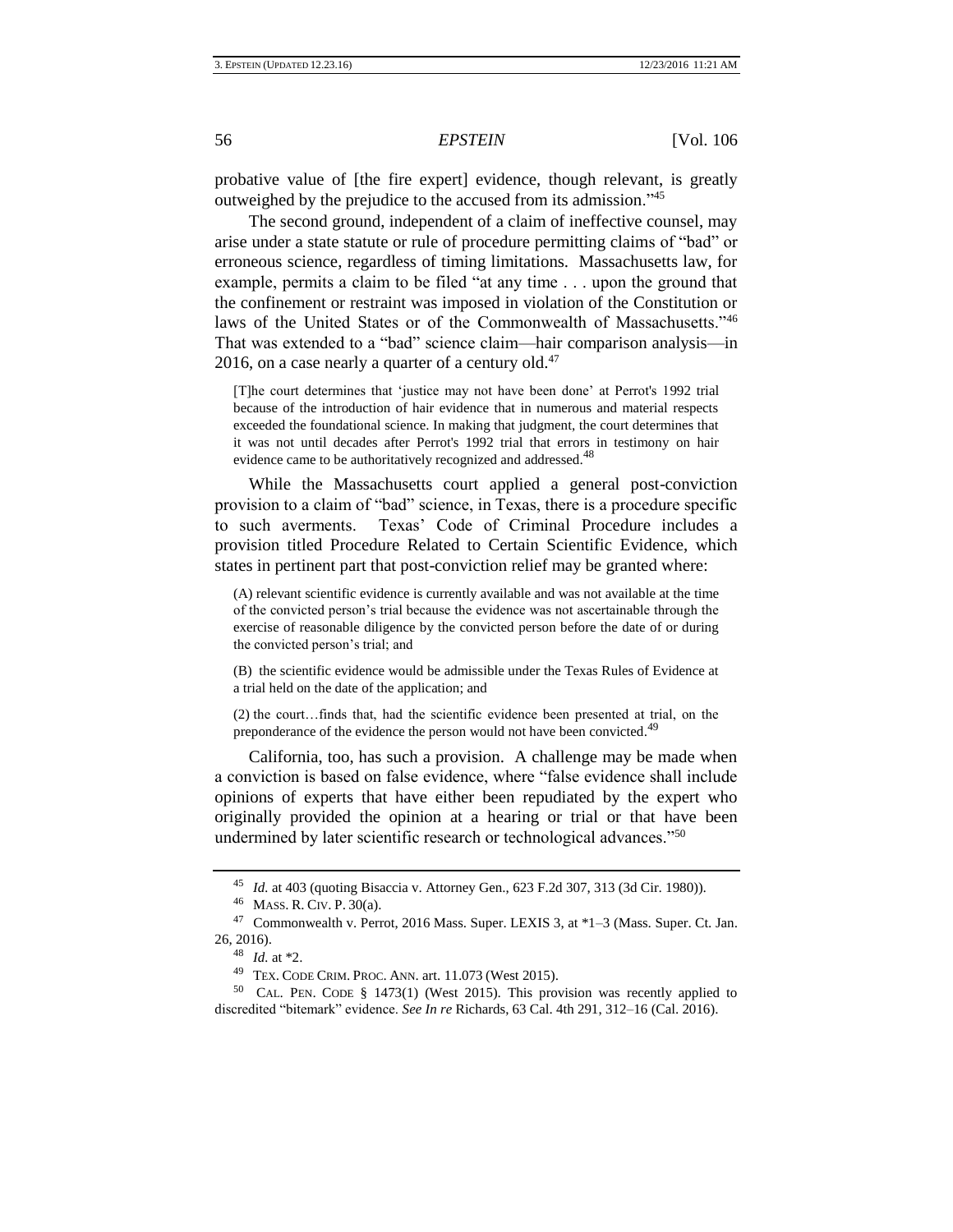probative value of [the fire expert] evidence, though relevant, is greatly outweighed by the prejudice to the accused from its admission."[45]

The second ground, independent of a claim of ineffective counsel, may arise under a state statute or rule of procedure permitting claims of "bad" or erroneous science, regardless of timing limitations. Massachusetts law, for example, permits a claim to be filed "at any time . . . upon the ground that the confinement or restraint was imposed in violation of the Constitution or laws of the United States or of the Commonwealth of Massachusetts."[46] That was extended to a "bad" science claim—hair comparison analysis—in 2016, on a case nearly a quarter of a century old.[47]

> [T]he court determines that 'justice may not have been done' at Perrot's 1992 trial because of the introduction of hair evidence that in numerous and material respects exceeded the foundational science. In making that judgment, the court determines that it was not until decades after Perrot's 1992 trial that errors in testimony on hair evidence came to be authoritatively recognized and addressed.[48]

While the Massachusetts court applied a general post-conviction provision to a claim of "bad" science, in Texas, there is a procedure specific to such averments. Texas' Code of Criminal Procedure includes a provision titled Procedure Related to Certain Scientific Evidence, which states in pertinent part that post-conviction relief may be granted where:

> (A) relevant scientific evidence is currently available and was not available at the time of the convicted person's trial because the evidence was not ascertainable through the exercise of reasonable diligence by the convicted person before the date of or during the convicted person's trial; and
>
> (B) the scientific evidence would be admissible under the Texas Rules of Evidence at a trial held on the date of the application; and
>
> (2) the court…finds that, had the scientific evidence been presented at trial, on the preponderance of the evidence the person would not have been convicted.[49]

California, too, has such a provision. A challenge may be made when a conviction is based on false evidence, where "false evidence shall include opinions of experts that have either been repudiated by the expert who originally provided the opinion at a hearing or trial or that have been undermined by later scientific research or technological advances."[50]

---

[45] *Id.* at 403 (quoting Bisaccia v. Attorney Gen., 623 F.2d 307, 313 (3d Cir. 1980)).

[46] MASS. R. CIV. P. 30(a).

[47] Commonwealth v. Perrot, 2016 Mass. Super. LEXIS 3, at *1–3 (Mass. Super. Ct. Jan. 26, 2016).

[48] *Id.* at *2.

[49] TEX. CODE CRIM. PROC. ANN. art. 11.073 (West 2015).

[50] CAL. PEN. CODE § 1473(1) (West 2015). This provision was recently applied to discredited "bitemark" evidence. *See In re* Richards, 63 Cal. 4th 291, 312–16 (Cal. 2016).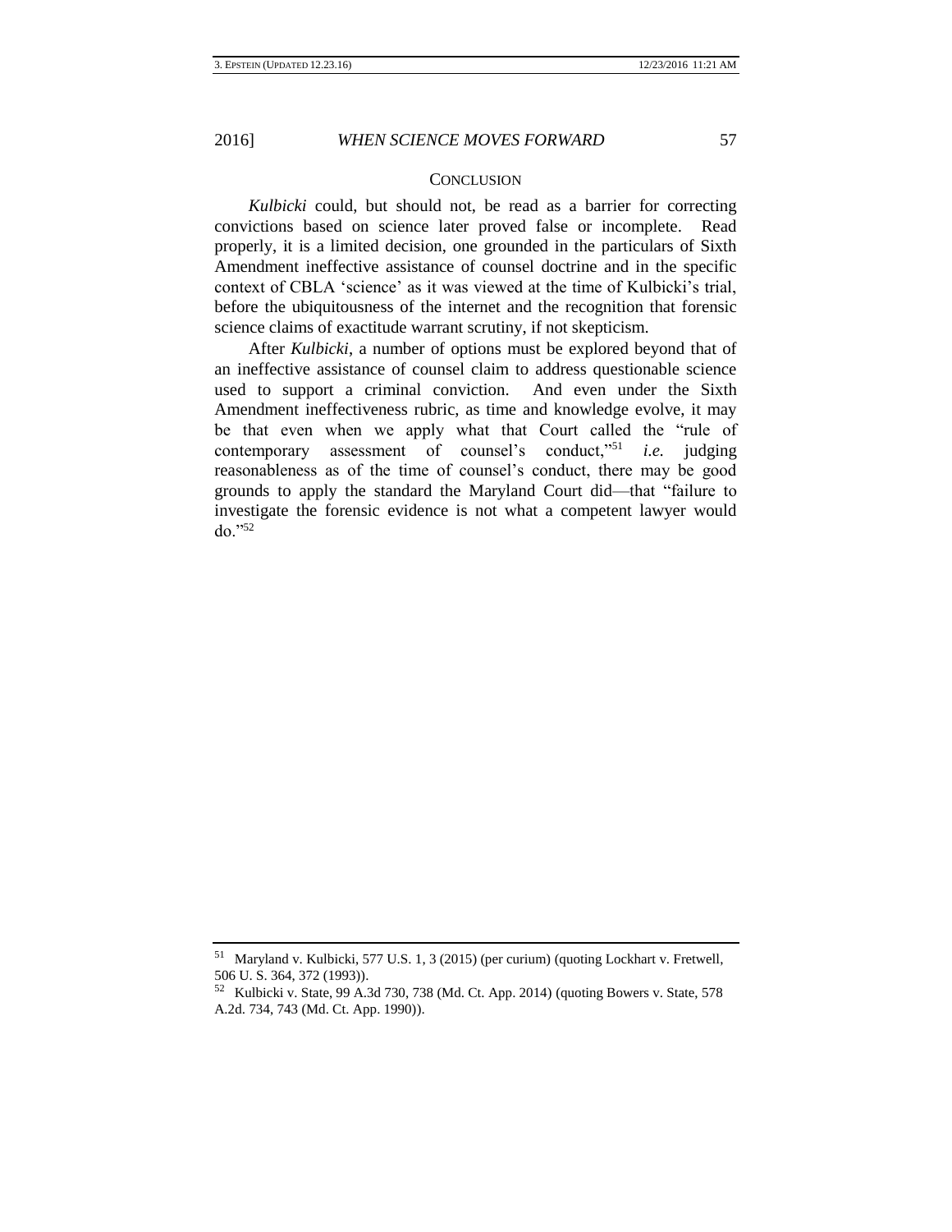## CONCLUSION

*Kulbicki* could, but should not, be read as a barrier for correcting convictions based on science later proved false or incomplete. Read properly, it is a limited decision, one grounded in the particulars of Sixth Amendment ineffective assistance of counsel doctrine and in the specific context of CBLA 'science' as it was viewed at the time of Kulbicki's trial, before the ubiquitousness of the internet and the recognition that forensic science claims of exactitude warrant scrutiny, if not skepticism.

After *Kulbicki*, a number of options must be explored beyond that of an ineffective assistance of counsel claim to address questionable science used to support a criminal conviction. And even under the Sixth Amendment ineffectiveness rubric, as time and knowledge evolve, it may be that even when we apply what that Court called the "rule of contemporary assessment of counsel's conduct,"[51] *i.e.* judging reasonableness as of the time of counsel's conduct, there may be good grounds to apply the standard the Maryland Court did—that "failure to investigate the forensic evidence is not what a competent lawyer would do."[52]

---

[51] Maryland v. Kulbicki, 577 U.S. 1, 3 (2015) (per curium) (quoting Lockhart v. Fretwell, 506 U. S. 364, 372 (1993)).

[52] Kulbicki v. State, 99 A.3d 730, 738 (Md. Ct. App. 2014) (quoting Bowers v. State, 578 A.2d. 734, 743 (Md. Ct. App. 1990)).